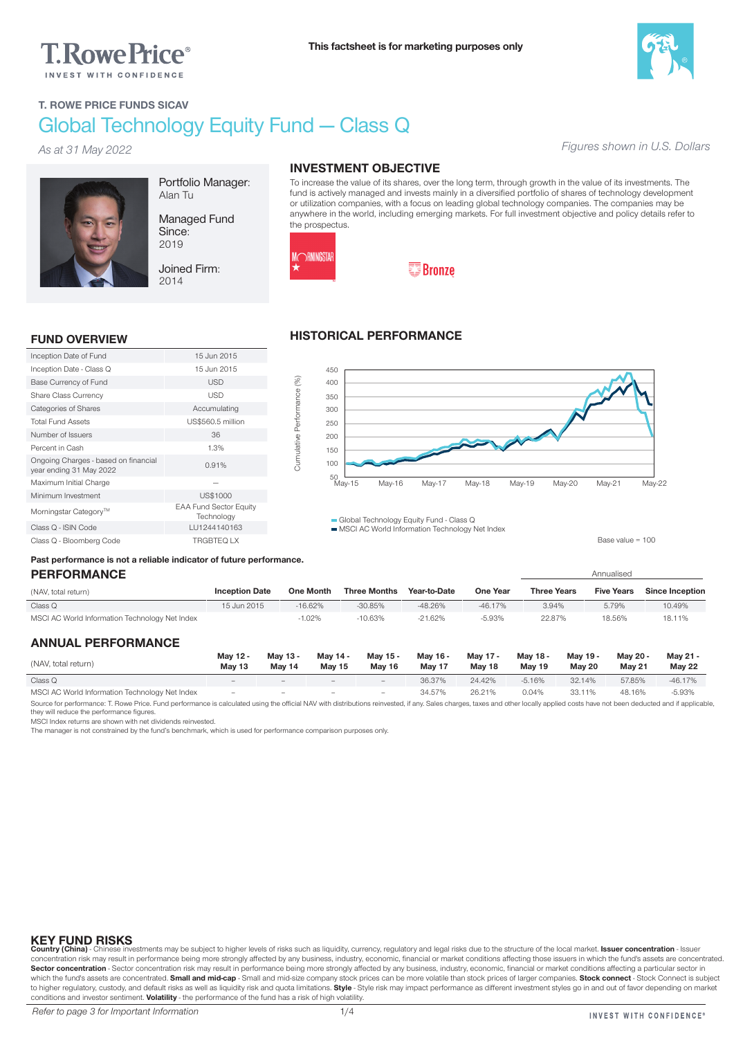This factsheet is for marketing purposes only

T. ROWE PRICE FUNDS SICAV

# Global Technology Equity Fund — Class Q

*As at 31 May 2022*

*Figures shown in U.S. Dollars*

Portfolio Manager:
Alan Tu

Managed Fund Since:
2019

Joined Firm:
2014

## INVESTMENT OBJECTIVE

To increase the value of its shares, over the long term, through growth in the value of its investments. The fund is actively managed and invests mainly in a diversified portfolio of shares of technology development or utilization companies, with a focus on leading global technology companies. The companies may be anywhere in the world, including emerging markets. For full investment objective and policy details refer to the prospectus.

MORNINGSTAR Bronze

## FUND OVERVIEW

| | |
|---|---|
| Inception Date of Fund | 15 Jun 2015 |
| Inception Date - Class Q | 15 Jun 2015 |
| Base Currency of Fund | USD |
| Share Class Currency | USD |
| Categories of Shares | Accumulating |
| Total Fund Assets | US$560.5 million |
| Number of Issuers | 36 |
| Percent in Cash | 1.3% |
| Ongoing Charges - based on financial year ending 31 May 2022 | 0.91% |
| Maximum Initial Charge | – |
| Minimum Investment | US$1000 |
| Morningstar Category™ | EAA Fund Sector Equity Technology |
| Class Q - ISIN Code | LU1244140163 |
| Class Q - Bloomberg Code | TRGBTEQ LX |

## HISTORICAL PERFORMANCE

Cumulative Performance (%)

Global Technology Equity Fund - Class Q
MSCI AC World Information Technology Net Index

Base value = 100

**Past performance is not a reliable indicator of future performance.**

## PERFORMANCE

| (NAV, total return) | Inception Date | One Month | Three Months | Year-to-Date | One Year | Three Years (Annualised) | Five Years (Annualised) | Since Inception (Annualised) |
|---|---|---|---|---|---|---|---|---|
| Class Q | 15 Jun 2015 | -16.62% | -30.85% | -48.26% | -46.17% | 3.94% | 5.79% | 10.49% |
| MSCI AC World Information Technology Net Index | | -1.02% | -10.63% | -21.62% | -5.93% | 22.87% | 18.56% | 18.11% |

## ANNUAL PERFORMANCE

| (NAV, total return) | May 12 - May 13 | May 13 - May 14 | May 14 - May 15 | May 15 - May 16 | May 16 - May 17 | May 17 - May 18 | May 18 - May 19 | May 19 - May 20 | May 20 - May 21 | May 21 - May 22 |
|---|---|---|---|---|---|---|---|---|---|---|
| Class Q | – | – | – | – | 36.37% | 24.42% | -5.16% | 32.14% | 57.85% | -46.17% |
| MSCI AC World Information Technology Net Index | – | – | – | – | 34.57% | 26.21% | 0.04% | 33.11% | 48.16% | -5.93% |

Source for performance: T. Rowe Price. Fund performance is calculated using the official NAV with distributions reinvested, if any. Sales charges, taxes and other locally applied costs have not been deducted and if applicable, they will reduce the performance figures.
MSCI Index returns are shown with net dividends reinvested.
The manager is not constrained by the fund's benchmark, which is used for performance comparison purposes only.

## KEY FUND RISKS

**Country (China)** - Chinese investments may be subject to higher levels of risks such as liquidity, currency, regulatory and legal risks due to the structure of the local market. **Issuer concentration** - Issuer concentration risk may result in performance being more strongly affected by any business, industry, economic, financial or market conditions affecting those issuers in which the fund's assets are concentrated. **Sector concentration** - Sector concentration risk may result in performance being more strongly affected by any business, industry, economic, financial or market conditions affecting a particular sector in which the fund's assets are concentrated. **Small and mid-cap** - Small and mid-size company stock prices can be more volatile than stock prices of larger companies. **Stock connect** - Stock Connect is subject to higher regulatory, custody, and default risks as well as liquidity risk and quota limitations. **Style** - Style risk may impact performance as different investment styles go in and out of favor depending on market conditions and investor sentiment. **Volatility** - the performance of the fund has a risk of high volatility.

*Refer to page 3 for Important Information*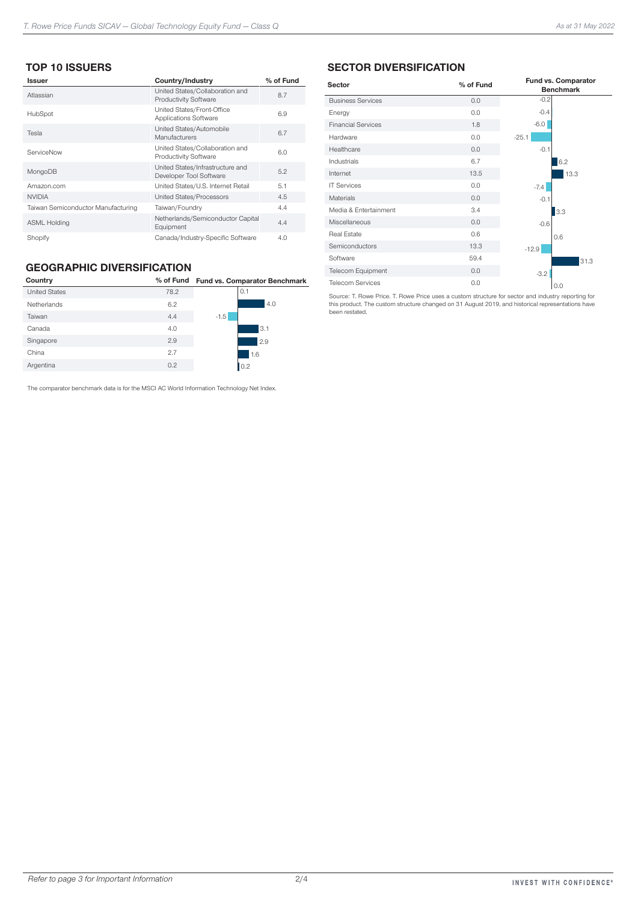## TOP 10 ISSUERS

| Issuer | Country/Industry | % of Fund |
|---|---|---|
| Atlassian | United States/Collaboration and Productivity Software | 8.7 |
| HubSpot | United States/Front-Office Applications Software | 6.9 |
| Tesla | United States/Automobile Manufacturers | 6.7 |
| ServiceNow | United States/Collaboration and Productivity Software | 6.0 |
| MongoDB | United States/Infrastructure and Developer Tool Software | 5.2 |
| Amazon.com | United States/U.S. Internet Retail | 5.1 |
| NVIDIA | United States/Processors | 4.5 |
| Taiwan Semiconductor Manufacturing | Taiwan/Foundry | 4.4 |
| ASML Holding | Netherlands/Semiconductor Capital Equipment | 4.4 |
| Shopify | Canada/Industry-Specific Software | 4.0 |

## GEOGRAPHIC DIVERSIFICATION

| Country | % of Fund | Fund vs. Comparator Benchmark |
|---|---|---|
| United States | 78.2 | 0.1 |
| Netherlands | 6.2 | 4.0 |
| Taiwan | 4.4 | -1.5 |
| Canada | 4.0 | 3.1 |
| Singapore | 2.9 | 2.9 |
| China | 2.7 | 1.6 |
| Argentina | 0.2 | 0.2 |

The comparator benchmark data is for the MSCI AC World Information Technology Net Index.

## SECTOR DIVERSIFICATION

| Sector | % of Fund | Fund vs. Comparator Benchmark |
|---|---|---|
| Business Services | 0.0 | -0.2 |
| Energy | 0.0 | -0.4 |
| Financial Services | 1.8 | -6.0 |
| Hardware | 0.0 | -25.1 |
| Healthcare | 0.0 | -0.1 |
| Industrials | 6.7 | 6.2 |
| Internet | 13.5 | 13.3 |
| IT Services | 0.0 | -7.4 |
| Materials | 0.0 | -0.1 |
| Media & Entertainment | 3.4 | 3.3 |
| Miscellaneous | 0.0 | -0.6 |
| Real Estate | 0.6 | 0.6 |
| Semiconductors | 13.3 | -12.9 |
| Software | 59.4 | 31.3 |
| Telecom Equipment | 0.0 | -3.2 |
| Telecom Services | 0.0 | 0.0 |

Source: T. Rowe Price. T. Rowe Price uses a custom structure for sector and industry reporting for this product. The custom structure changed on 31 August 2019, and historical representations have been restated.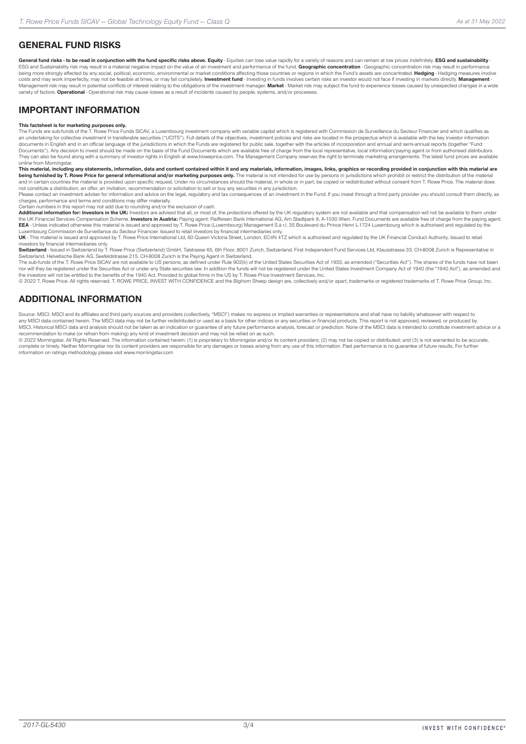## GENERAL FUND RISKS

**General fund risks - to be read in conjunction with the fund specific risks above. Equity** - Equities can lose value rapidly for a variety of reasons and can remain at low prices indefinitely. **ESG and sustainability** - ESG and Sustainability risk may result in a material negative impact on the value of an investment and performance of the fund. **Geographic concentration** - Geographic concentration risk may result in performance being more strongly affected by any social, political, economic, environmental or market conditions affecting those countries or regions in which the Fund's assets are concentrated. **Hedging** - Hedging measures involve costs and may work imperfectly, may not be feasible at times, or may fail completely. **Investment fund** - Investing in funds involves certain risks an investor would not face if investing in markets directly. **Management** - Management risk may result in potential conflicts of interest relating to the obligations of the investment manager. **Market** - Market risk may subject the fund to experience losses caused by unexpected changes in a wide variety of factors. **Operational** - Operational risk may cause losses as a result of incidents caused by people, systems, and/or processes.

## IMPORTANT INFORMATION

**This factsheet is for marketing purposes only.**
The Funds are sub-funds of the T. Rowe Price Funds SICAV, a Luxembourg investment company with variable capital which is registered with Commission de Surveillance du Secteur Financier and which qualifies as an undertaking for collective investment in transferable securities ("UCITS"). Full details of the objectives, investment policies and risks are located in the prospectus which is available with the key investor information documents in English and in an official language of the jurisdictions in which the Funds are registered for public sale, together with the articles of incorporation and annual and semi-annual reports (together "Fund Documents"). Any decision to invest should be made on the basis of the Fund Documents which are available free of charge from the local representative, local information/paying agent or from authorised distributors. They can also be found along with a summary of investor rights in English at www.troweprice.com. The Management Company reserves the right to terminate marketing arrangements. The latest fund prices are available online from Morningstar.

**This material, including any statements, information, data and content contained within it and any materials, information, images, links, graphics or recording provided in conjunction with this material are being furnished by T. Rowe Price for general informational and/or marketing purposes only.** The material is not intended for use by persons in jurisdictions which prohibit or restrict the distribution of the material and in certain countries the material is provided upon specific request. Under no circumstances should the material, in whole or in part, be copied or redistributed without consent from T. Rowe Price. The material does not constitute a distribution, an offer, an invitation, recommendation or solicitation to sell or buy any securities in any jurisdiction.

Please contact an investment adviser for information and advice on the legal, regulatory and tax consequences of an investment in the Fund. If you invest through a third party provider you should consult them directly, as charges, performance and terms and conditions may differ materially.

Certain numbers in this report may not add due to rounding and/or the exclusion of cash.

**Additional information for: Investors in the UK:** Investors are advised that all, or most of, the protections offered by the UK regulatory system are not available and that compensation will not be available to them under the UK Financial Services Compensation Scheme. **Investors in Austria:** Paying agent: Raiffeisen Bank International AG, Am Stadtpark 9, A-1030 Wien. Fund Documents are available free of charge from the paying agent.
**EEA** - Unless indicated otherwise this material is issued and approved by T. Rowe Price (Luxembourg) Management S.à r.l. 35 Boulevard du Prince Henri L-1724 Luxembourg which is authorised and regulated by the Luxembourg Commission de Surveillance du Secteur Financier. Issued to retail investors by financial intermediaries only.

**UK** - This material is issued and approved by T. Rowe Price International Ltd, 60 Queen Victoria Street, London, EC4N 4TZ which is authorised and regulated by the UK Financial Conduct Authority. Issued to retail investors by financial intermediaries only.

**Switzerland** - Issued in Switzerland by T. Rowe Price (Switzerland) GmbH, Talstrasse 65, 6th Floor, 8001 Zurich, Switzerland. First Independent Fund Services Ltd, Klausstrasse 33, CH-8008 Zurich is Representative in Switzerland. Helvetische Bank AG, Seefeldstrasse 215, CH-8008 Zurich is the Paying Agent in Switzerland.

The sub-funds of the T. Rowe Price SICAV are not available to US persons, as defined under Rule 902(k) of the United States Securities Act of 1933, as amended ("Securities Act"). The shares of the funds have not been nor will they be registered under the Securities Act or under any State securities law. In addition the funds will not be registered under the United States Investment Company Act of 1940 (the "1940 Act"), as amended and the investors will not be entitled to the benefits of the 1940 Act. Provided to global firms in the US by T. Rowe Price Investment Services, Inc.

© 2022 T. Rowe Price. All rights reserved. T. ROWE PRICE, INVEST WITH CONFIDENCE and the Bighorn Sheep design are, collectively and/or apart, trademarks or registered trademarks of T. Rowe Price Group, Inc.

## ADDITIONAL INFORMATION

Source: MSCI. MSCI and its affiliates and third party sources and providers (collectively, "MSCI") makes no express or implied warranties or representations and shall have no liability whatsoever with respect to any MSCI data contained herein. The MSCI data may not be further redistributed or used as a basis for other indices or any securities or financial products. This report is not approved, reviewed, or produced by MSCI. Historical MSCI data and analysis should not be taken as an indication or guarantee of any future performance analysis, forecast or prediction. None of the MSCI data is intended to constitute investment advice or a recommendation to make (or refrain from making) any kind of investment decision and may not be relied on as such.

© 2022 Morningstar. All Rights Reserved. The information contained herein: (1) is proprietary to Morningstar and/or its content providers; (2) may not be copied or distributed; and (3) is not warranted to be accurate, complete or timely. Neither Morningstar nor its content providers are responsible for any damages or losses arising from any use of this information. Past performance is no guarantee of future results. For further information on ratings methodology please visit www.morningstar.com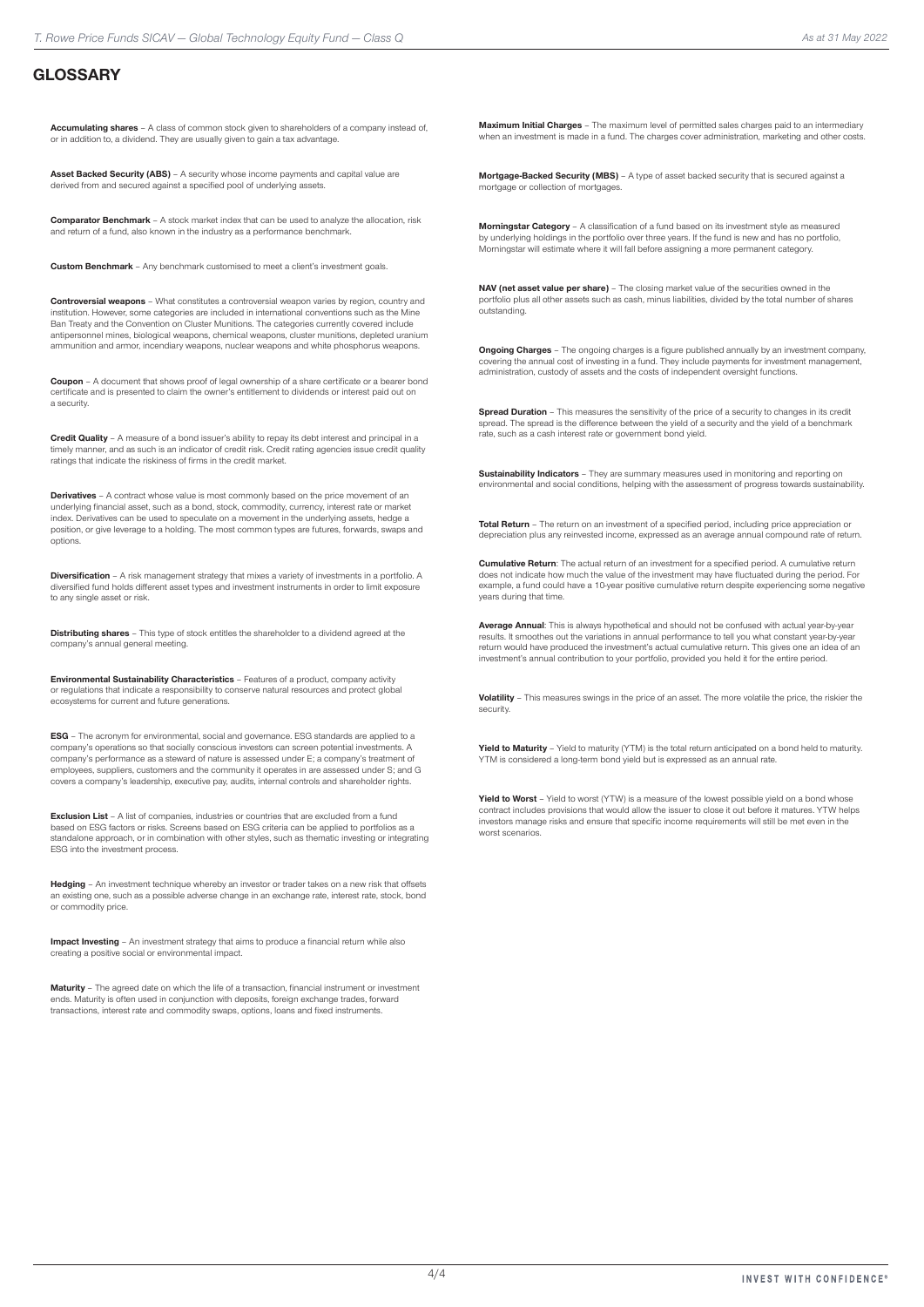## GLOSSARY

**Accumulating shares** – A class of common stock given to shareholders of a company instead of, or in addition to, a dividend. They are usually given to gain a tax advantage.

**Asset Backed Security (ABS)** – A security whose income payments and capital value are derived from and secured against a specified pool of underlying assets.

**Comparator Benchmark** – A stock market index that can be used to analyze the allocation, risk and return of a fund, also known in the industry as a performance benchmark.

**Custom Benchmark** – Any benchmark customised to meet a client's investment goals.

**Controversial weapons** – What constitutes a controversial weapon varies by region, country and institution. However, some categories are included in international conventions such as the Mine Ban Treaty and the Convention on Cluster Munitions. The categories currently covered include antipersonnel mines, biological weapons, chemical weapons, cluster munitions, depleted uranium ammunition and armor, incendiary weapons, nuclear weapons and white phosphorus weapons.

**Coupon** – A document that shows proof of legal ownership of a share certificate or a bearer bond certificate and is presented to claim the owner's entitlement to dividends or interest paid out on a security.

**Credit Quality** – A measure of a bond issuer's ability to repay its debt interest and principal in a timely manner, and as such is an indicator of credit risk. Credit rating agencies issue credit quality ratings that indicate the riskiness of firms in the credit market.

**Derivatives** – A contract whose value is most commonly based on the price movement of an underlying financial asset, such as a bond, stock, commodity, currency, interest rate or market index. Derivatives can be used to speculate on a movement in the underlying assets, hedge a position, or give leverage to a holding. The most common types are futures, forwards, swaps and options.

**Diversification** – A risk management strategy that mixes a variety of investments in a portfolio. A diversified fund holds different asset types and investment instruments in order to limit exposure to any single asset or risk.

**Distributing shares** – This type of stock entitles the shareholder to a dividend agreed at the company's annual general meeting.

**Environmental Sustainability Characteristics** – Features of a product, company activity or regulations that indicate a responsibility to conserve natural resources and protect global ecosystems for current and future generations.

**ESG** – The acronym for environmental, social and governance. ESG standards are applied to a company's operations so that socially conscious investors can screen potential investments. A company's performance as a steward of nature is assessed under E; a company's treatment of employees, suppliers, customers and the community it operates in are assessed under S; and G covers a company's leadership, executive pay, audits, internal controls and shareholder rights.

**Exclusion List** – A list of companies, industries or countries that are excluded from a fund based on ESG factors or risks. Screens based on ESG criteria can be applied to portfolios as a standalone approach, or in combination with other styles, such as thematic investing or integrating ESG into the investment process.

**Hedging** – An investment technique whereby an investor or trader takes on a new risk that offsets an existing one, such as a possible adverse change in an exchange rate, interest rate, stock, bond or commodity price.

**Impact Investing** – An investment strategy that aims to produce a financial return while also creating a positive social or environmental impact.

**Maturity** – The agreed date on which the life of a transaction, financial instrument or investment ends. Maturity is often used in conjunction with deposits, foreign exchange trades, forward transactions, interest rate and commodity swaps, options, loans and fixed instruments.

**Maximum Initial Charges** – The maximum level of permitted sales charges paid to an intermediary when an investment is made in a fund. The charges cover administration, marketing and other costs.

**Mortgage-Backed Security (MBS)** – A type of asset backed security that is secured against a mortgage or collection of mortgages.

**Morningstar Category** – A classification of a fund based on its investment style as measured by underlying holdings in the portfolio over three years. If the fund is new and has no portfolio, Morningstar will estimate where it will fall before assigning a more permanent category.

**NAV (net asset value per share)** – The closing market value of the securities owned in the portfolio plus all other assets such as cash, minus liabilities, divided by the total number of shares outstanding.

**Ongoing Charges** – The ongoing charges is a figure published annually by an investment company, covering the annual cost of investing in a fund. They include payments for investment management, administration, custody of assets and the costs of independent oversight functions.

**Spread Duration** – This measures the sensitivity of the price of a security to changes in its credit spread. The spread is the difference between the yield of a security and the yield of a benchmark rate, such as a cash interest rate or government bond yield.

**Sustainability Indicators** – They are summary measures used in monitoring and reporting on environmental and social conditions, helping with the assessment of progress towards sustainability.

**Total Return** – The return on an investment of a specified period, including price appreciation or depreciation plus any reinvested income, expressed as an average annual compound rate of return.

**Cumulative Return**: The actual return of an investment for a specified period. A cumulative return does not indicate how much the value of the investment may have fluctuated during the period. For example, a fund could have a 10-year positive cumulative return despite experiencing some negative years during that time.

**Average Annual**: This is always hypothetical and should not be confused with actual year-by-year results. It smoothes out the variations in annual performance to tell you what constant year-by-year return would have produced the investment's actual cumulative return. This gives one an idea of an investment's annual contribution to your portfolio, provided you held it for the entire period.

**Volatility** – This measures swings in the price of an asset. The more volatile the price, the riskier the security.

**Yield to Maturity** – Yield to maturity (YTM) is the total return anticipated on a bond held to maturity. YTM is considered a long-term bond yield but is expressed as an annual rate.

**Yield to Worst** – Yield to worst (YTW) is a measure of the lowest possible yield on a bond whose contract includes provisions that would allow the issuer to close it out before it matures. YTW helps investors manage risks and ensure that specific income requirements will still be met even in the worst scenarios.